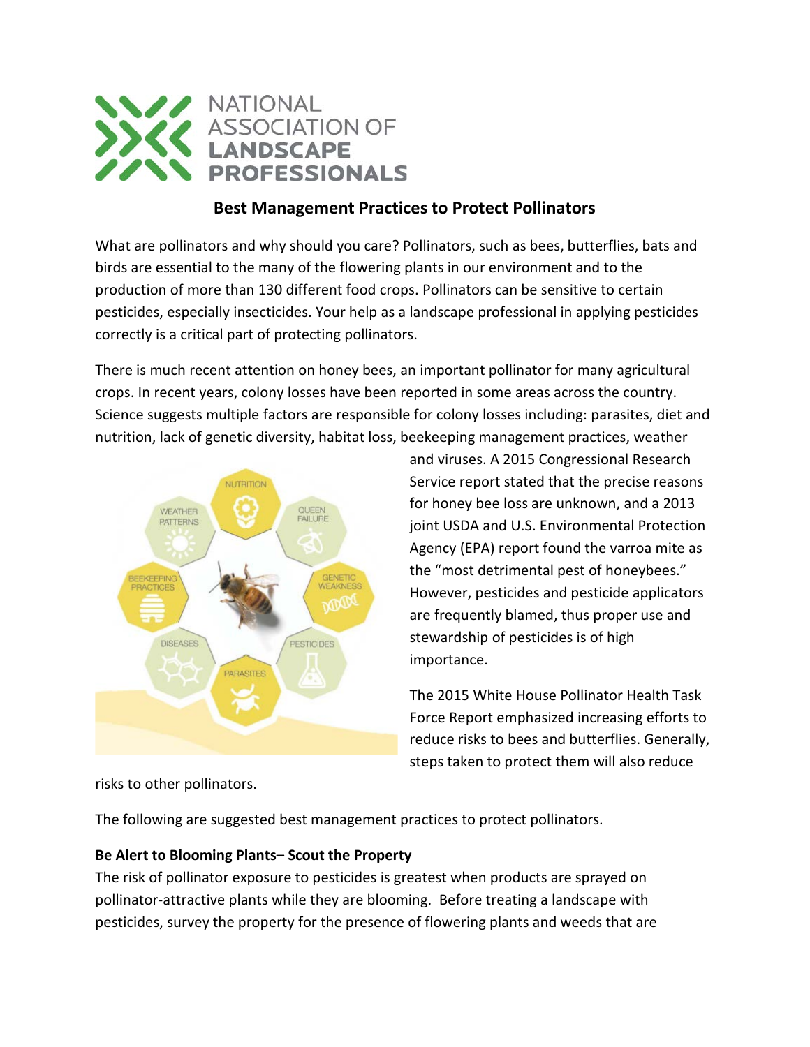# NATIONAL ASSOCIATION OF LANDSCAPE PROFESSIONALS

## Best Management Practices to Protect Pollinators

What are pollinators and why should you care? Pollinators, such as bees, butterflies, bats and birds are essential to the many of the flowering plants in our environment and to the production of more than 130 different food crops. Pollinators can be sensitive to certain pesticides, especially insecticides. Your help as a landscape professional in applying pesticides correctly is a critical part of protecting pollinators.

There is much recent attention on honey bees, an important pollinator for many agricultural crops. In recent years, colony losses have been reported in some areas across the country. Science suggests multiple factors are responsible for colony losses including: parasites, diet and nutrition, lack of genetic diversity, habitat loss, beekeeping management practices, weather and viruses. A 2015 Congressional Research Service report stated that the precise reasons for honey bee loss are unknown, and a 2013 joint USDA and U.S. Environmental Protection Agency (EPA) report found the varroa mite as the "most detrimental pest of honeybees." However, pesticides and pesticide applicators are frequently blamed, thus proper use and stewardship of pesticides is of high importance.

The 2015 White House Pollinator Health Task Force Report emphasized increasing efforts to reduce risks to bees and butterflies. Generally, steps taken to protect them will also reduce risks to other pollinators.

The following are suggested best management practices to protect pollinators.

**Be Alert to Blooming Plants– Scout the Property**

The risk of pollinator exposure to pesticides is greatest when products are sprayed on pollinator-attractive plants while they are blooming. Before treating a landscape with pesticides, survey the property for the presence of flowering plants and weeds that are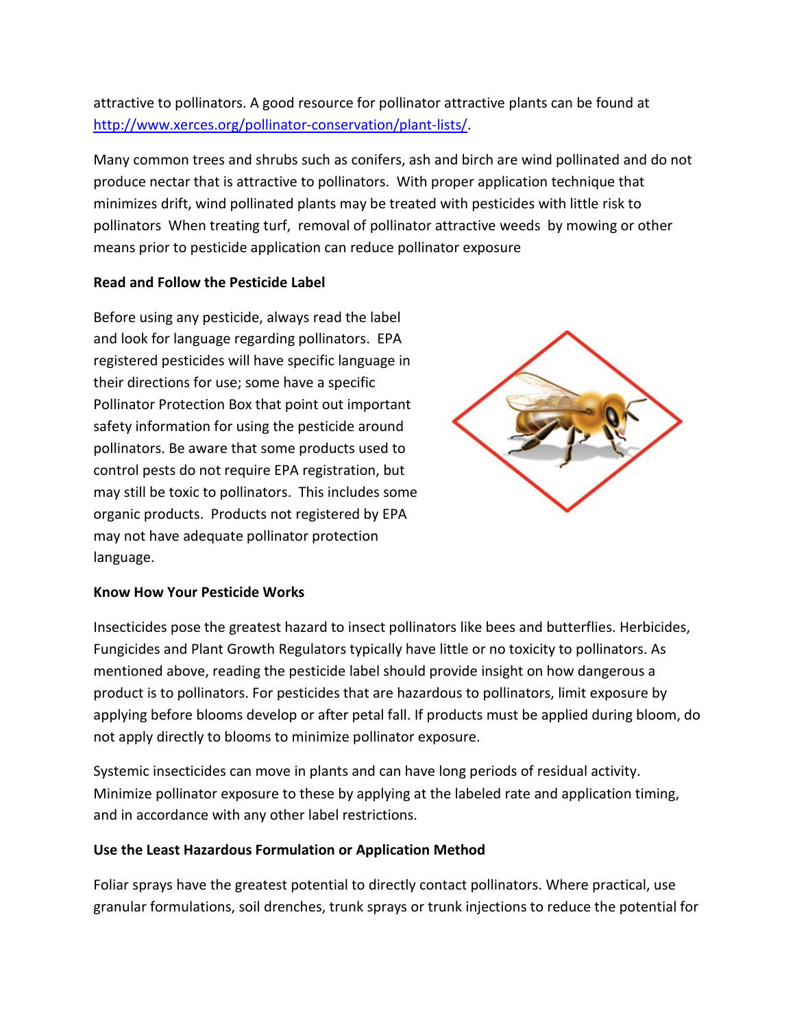attractive to pollinators. A good resource for pollinator attractive plants can be found at [http://www.xerces.org/pollinator-conservation/plant-lists/](http://www.xerces.org/pollinator-conservation/plant-lists/).

Many common trees and shrubs such as conifers, ash and birch are wind pollinated and do not produce nectar that is attractive to pollinators. With proper application technique that minimizes drift, wind pollinated plants may be treated with pesticides with little risk to pollinators When treating turf, removal of pollinator attractive weeds by mowing or other means prior to pesticide application can reduce pollinator exposure

**Read and Follow the Pesticide Label**

Before using any pesticide, always read the label and look for language regarding pollinators. EPA registered pesticides will have specific language in their directions for use; some have a specific Pollinator Protection Box that point out important safety information for using the pesticide around pollinators. Be aware that some products used to control pests do not require EPA registration, but may still be toxic to pollinators. This includes some organic products. Products not registered by EPA may not have adequate pollinator protection language.

**Know How Your Pesticide Works**

Insecticides pose the greatest hazard to insect pollinators like bees and butterflies. Herbicides, Fungicides and Plant Growth Regulators typically have little or no toxicity to pollinators. As mentioned above, reading the pesticide label should provide insight on how dangerous a product is to pollinators. For pesticides that are hazardous to pollinators, limit exposure by applying before blooms develop or after petal fall. If products must be applied during bloom, do not apply directly to blooms to minimize pollinator exposure.

Systemic insecticides can move in plants and can have long periods of residual activity. Minimize pollinator exposure to these by applying at the labeled rate and application timing, and in accordance with any other label restrictions.

**Use the Least Hazardous Formulation or Application Method**

Foliar sprays have the greatest potential to directly contact pollinators. Where practical, use granular formulations, soil drenches, trunk sprays or trunk injections to reduce the potential for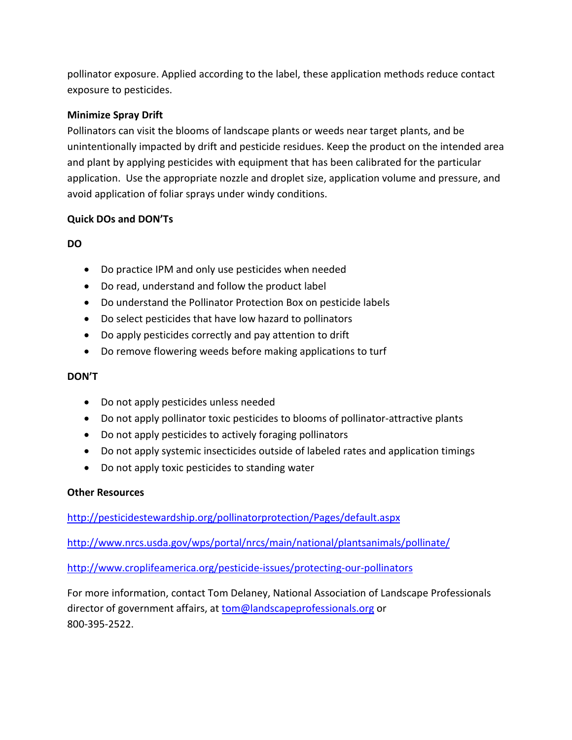pollinator exposure. Applied according to the label, these application methods reduce contact exposure to pesticides.

**Minimize Spray Drift**

Pollinators can visit the blooms of landscape plants or weeds near target plants, and be unintentionally impacted by drift and pesticide residues. Keep the product on the intended area and plant by applying pesticides with equipment that has been calibrated for the particular application. Use the appropriate nozzle and droplet size, application volume and pressure, and avoid application of foliar sprays under windy conditions.

**Quick DOs and DON'Ts**

**DO**

- Do practice IPM and only use pesticides when needed
- Do read, understand and follow the product label
- Do understand the Pollinator Protection Box on pesticide labels
- Do select pesticides that have low hazard to pollinators
- Do apply pesticides correctly and pay attention to drift
- Do remove flowering weeds before making applications to turf

**DON'T**

- Do not apply pesticides unless needed
- Do not apply pollinator toxic pesticides to blooms of pollinator-attractive plants
- Do not apply pesticides to actively foraging pollinators
- Do not apply systemic insecticides outside of labeled rates and application timings
- Do not apply toxic pesticides to standing water

**Other Resources**

http://pesticidestewardship.org/pollinatorprotection/Pages/default.aspx

http://www.nrcs.usda.gov/wps/portal/nrcs/main/national/plantsanimals/pollinate/

http://www.croplifeamerica.org/pesticide-issues/protecting-our-pollinators

For more information, contact Tom Delaney, National Association of Landscape Professionals director of government affairs, at tom@landscapeprofessionals.org or 800-395-2522.